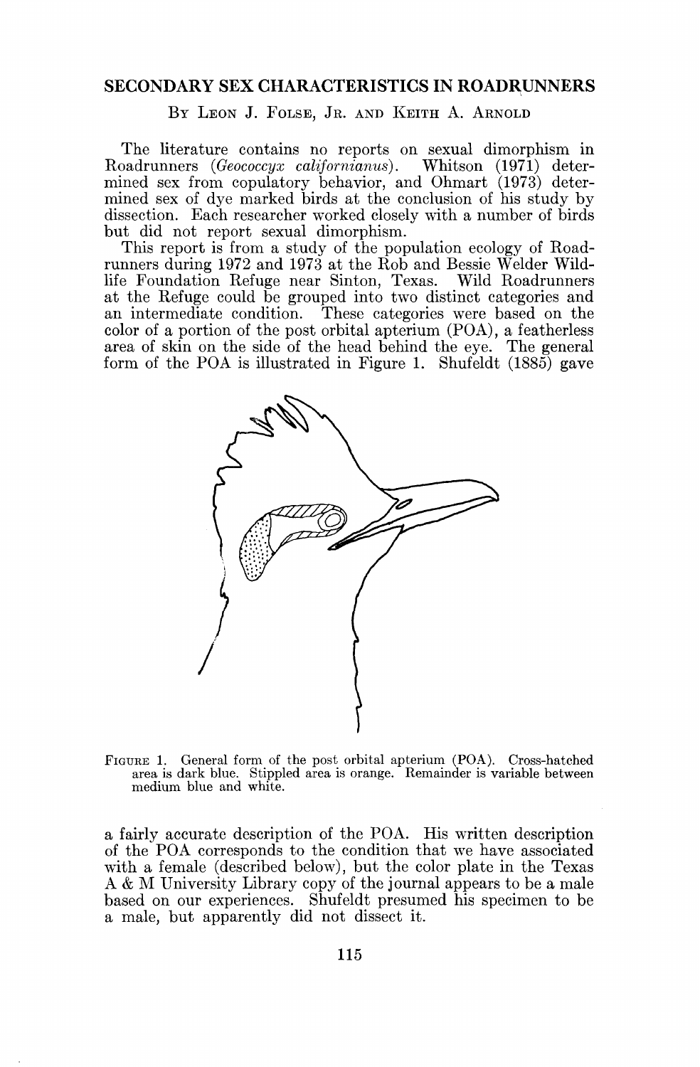## SECONDARY SEX CHARACTERISTICS IN ROADRUNNERS

By Leon J. Folse, Jr. and Keith A. Arnold

The literature contains no reports on sexual dimorphism in Roadrunners (*Geococcyx californianus*). Whitson (1971) determined sex from copulatory behavior, and Ohmart (1973) determined sex of dye marked birds at the conclusion of his study by dissection. Each researcher worked closely with a number of birds but did not report sexual dimorphism.

This report is from a study of the population ecology of Roadrunners during 1972 and 1973 at the Rob and Bessie Welder Wildlife Foundation Refuge near Sinton, Texas. Wild Roadrunners at the Refuge could be grouped into two distinct categories and an intermediate condition. These categories were based on the color of a portion of the post orbital apterium (POA), a featherless area of skin on the side of the head behind the eye. The general form of the POA is illustrated in Figure 1. Shufeldt (1885) gave a fairly accurate description of the POA. His written description of the POA corresponds to the condition that we have associated with a female (described below), but the color plate in the Texas A & M University Library copy of the journal appears to be a male based on our experiences. Shufeldt presumed his specimen to be a male, but apparently did not dissect it.

Figure 1. General form of the post orbital apterium (POA). Cross-hatched area is dark blue. Stippled area is orange. Remainder is variable between medium blue and white.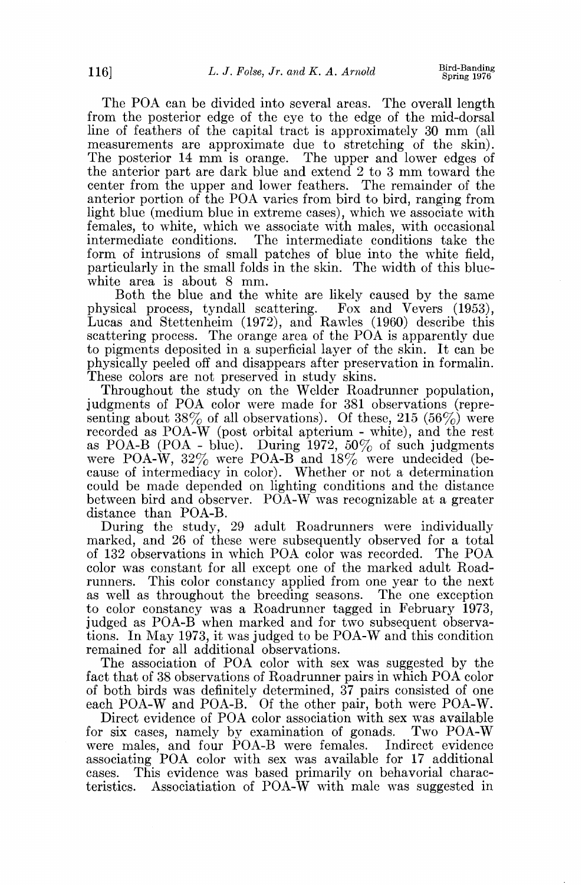The POA can be divided into several areas. The overall length from the posterior edge of the eye to the edge of the mid-dorsal line of feathers of the capital tract is approximately 30 mm (all measurements are approximate due to stretching of the skin). The posterior 14 mm is orange. The upper and lower edges of the anterior part are dark blue and extend 2 to 3 mm toward the center from the upper and lower feathers. The remainder of the anterior portion of the POA varies from bird to bird, ranging from light blue (medium blue in extreme cases), which we associate with females, to white, which we associate with males, with occasional intermediate conditions. The intermediate conditions take the form of intrusions of small patches of blue into the white field, particularly in the small folds in the skin. The width of this blue-white area is about 8 mm.

Both the blue and the white are likely caused by the same physical process, tyndall scattering. Fox and Vevers (1953), Lucas and Stettenheim (1972), and Rawles (1960) describe this scattering process. The orange area of the POA is apparently due to pigments deposited in a superficial layer of the skin. It can be physically peeled off and disappears after preservation in formalin. These colors are not preserved in study skins.

Throughout the study on the Welder Roadrunner population, judgments of POA color were made for 381 observations (representing about 38% of all observations). Of these, 215 (56%) were recorded as POA-W (post orbital apterium - white), and the rest as POA-B (POA - blue). During 1972, 50% of such judgments were POA-W, 32% were POA-B and 18% were undecided (because of intermediacy in color). Whether or not a determination could be made depended on lighting conditions and the distance between bird and observer. POA-W was recognizable at a greater distance than POA-B.

During the study, 29 adult Roadrunners were individually marked, and 26 of these were subsequently observed for a total of 132 observations in which POA color was recorded. The POA color was constant for all except one of the marked adult Roadrunners. This color constancy applied from one year to the next as well as throughout the breeding seasons. The one exception to color constancy was a Roadrunner tagged in February 1973, judged as POA-B when marked and for two subsequent observations. In May 1973, it was judged to be POA-W and this condition remained for all additional observations.

The association of POA color with sex was suggested by the fact that of 38 observations of Roadrunner pairs in which POA color of both birds was definitely determined, 37 pairs consisted of one each POA-W and POA-B. Of the other pair, both were POA-W.

Direct evidence of POA color association with sex was available for six cases, namely by examination of gonads. Two POA-W were males, and four POA-B were females. Indirect evidence associating POA color with sex was available for 17 additional cases. This evidence was based primarily on behavorial characteristics. Associatiation of POA-W with male was suggested in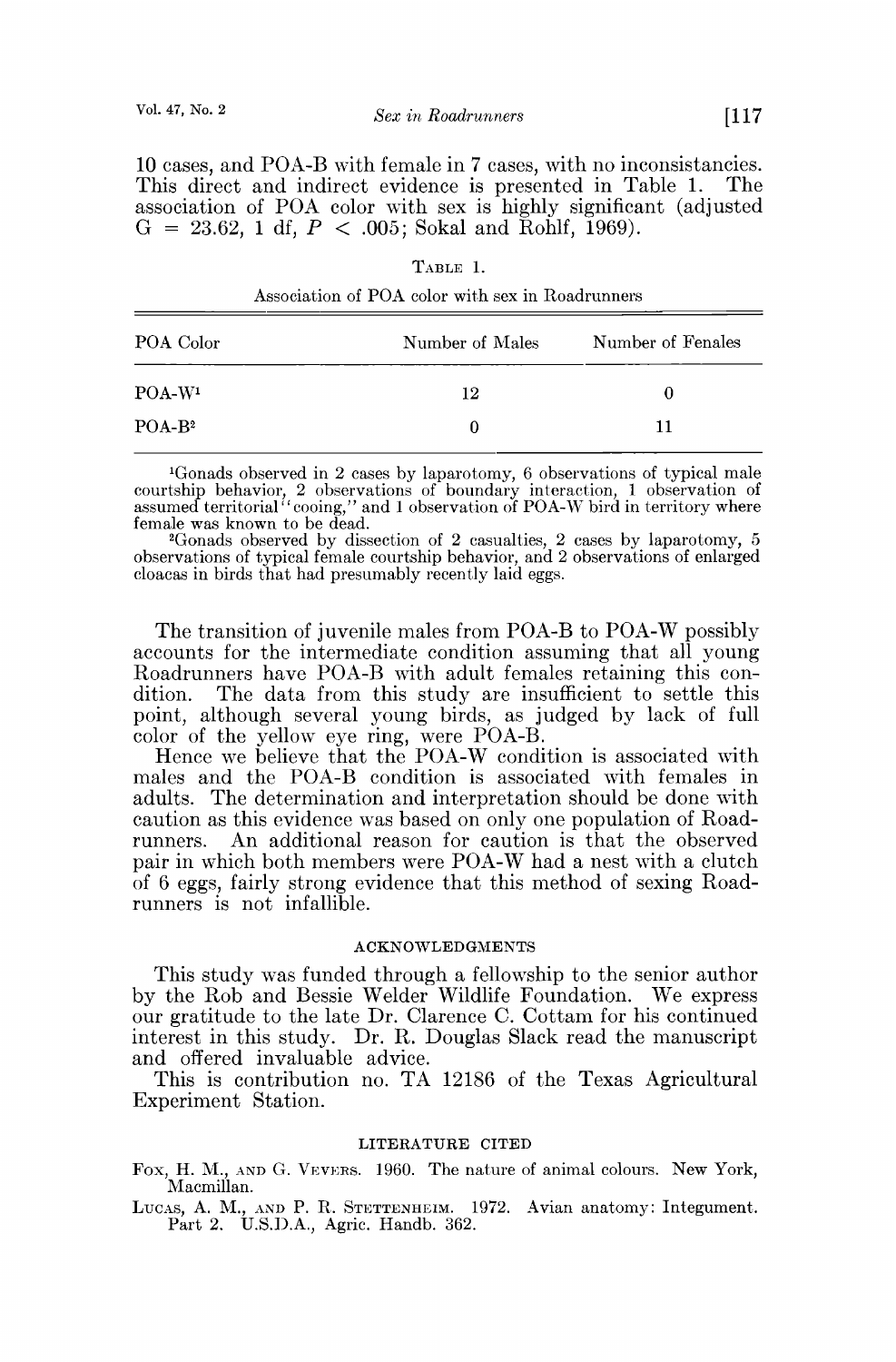10 cases, and POA-B with female in 7 cases, with no inconsistancies. This direct and indirect evidence is presented in Table 1. The association of POA color with sex is highly significant (adjusted $G = 23.62$, 1 df, $P < .005$; Sokal and Rohlf, 1969).

TABLE 1.

Association of POA color with sex in Roadrunners

| POA Color | Number of Males | Number of Fenales |
|---|---|---|
| POA-W[1] | 12 | 0 |
| POA-B[2] | 0 | 11 |

[1]Gonads observed in 2 cases by laparotomy, 6 observations of typical male courtship behavior, 2 observations of boundary interaction, 1 observation of assumed territorial "cooing," and 1 observation of POA-W bird in territory where female was known to be dead.

[2]Gonads observed by dissection of 2 casualties, 2 cases by laparotomy, 5 observations of typical female courtship behavior, and 2 observations of enlarged cloacas in birds that had presumably recently laid eggs.

The transition of juvenile males from POA-B to POA-W possibly accounts for the intermediate condition assuming that all young Roadrunners have POA-B with adult females retaining this condition. The data from this study are insufficient to settle this point, although several young birds, as judged by lack of full color of the yellow eye ring, were POA-B.

Hence we believe that the POA-W condition is associated with males and the POA-B condition is associated with females in adults. The determination and interpretation should be done with caution as this evidence was based on only one population of Roadrunners. An additional reason for caution is that the observed pair in which both members were POA-W had a nest with a clutch of 6 eggs, fairly strong evidence that this method of sexing Roadrunners is not infallible.

## ACKNOWLEDGMENTS

This study was funded through a fellowship to the senior author by the Rob and Bessie Welder Wildlife Foundation. We express our gratitude to the late Dr. Clarence C. Cottam for his continued interest in this study. Dr. R. Douglas Slack read the manuscript and offered invaluable advice.

This is contribution no. TA 12186 of the Texas Agricultural Experiment Station.

## LITERATURE CITED

FOX, H. M., AND G. VEVERS. 1960. The nature of animal colours. New York, Macmillan.

LUCAS, A. M., AND P. R. STETTENHEIM. 1972. Avian anatomy: Integument. Part 2. U.S.D.A., Agric. Handb. 362.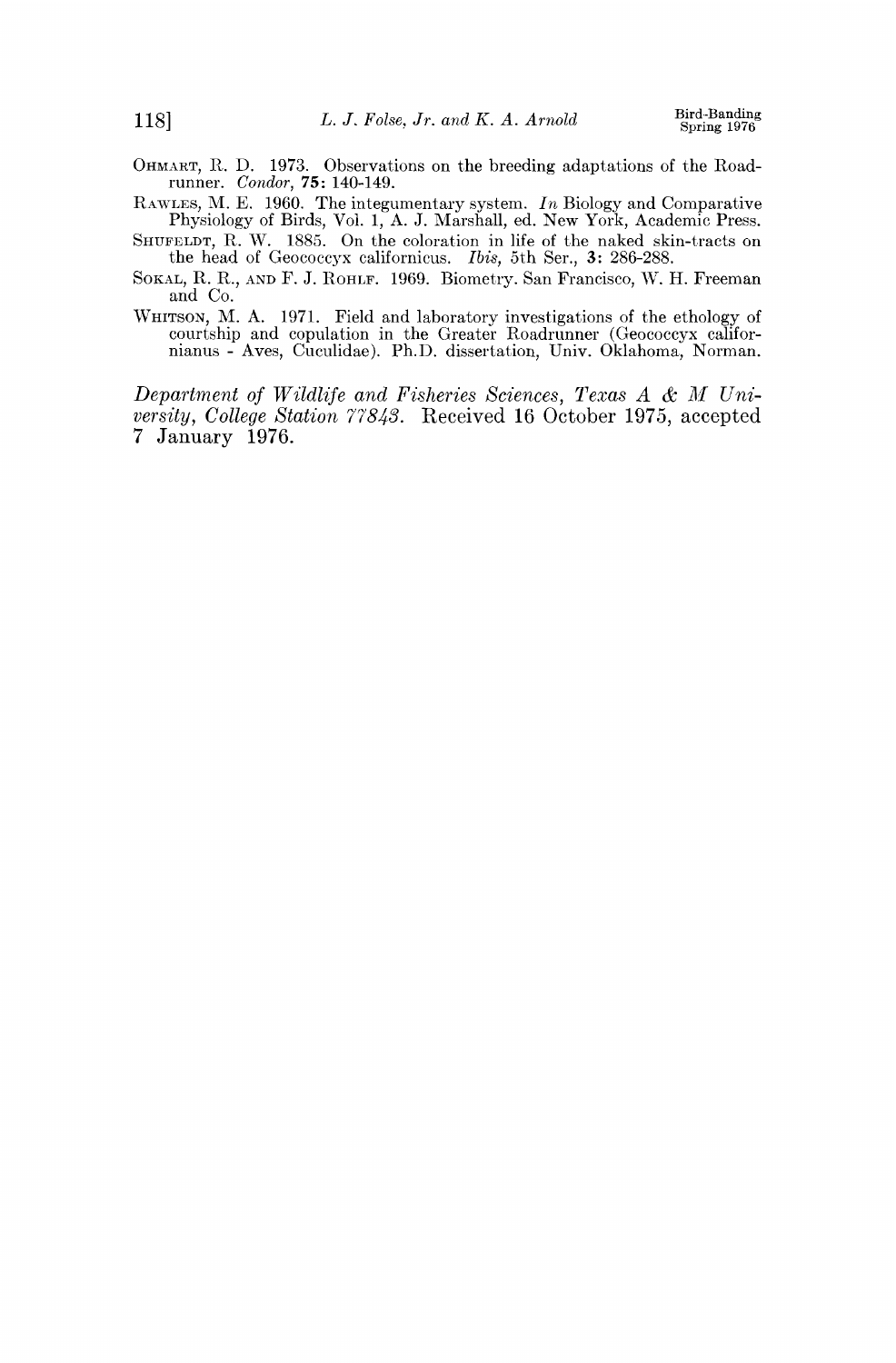OHMART, R. D. 1973. Observations on the breeding adaptations of the Roadrunner. *Condor*, **75**: 140-149.

RAWLES, M. E. 1960. The integumentary system. *In* Biology and Comparative Physiology of Birds, Vol. 1, A. J. Marshall, ed. New York, Academic Press.

SHUFELDT, R. W. 1885. On the coloration in life of the naked skin-tracts on the head of Geococcyx californicus. *Ibis*, 5th Ser., **3**: 286-288.

SOKAL, R. R., AND F. J. ROHLF. 1969. Biometry. San Francisco, W. H. Freeman and Co.

WHITSON, M. A. 1971. Field and laboratory investigations of the ethology of courtship and copulation in the Greater Roadrunner (Geococcyx californianus - Aves, Cuculidae). Ph.D. dissertation, Univ. Oklahoma, Norman.

*Department of Wildlife and Fisheries Sciences, Texas A & M University, College Station 77843.* Received 16 October 1975, accepted 7 January 1976.